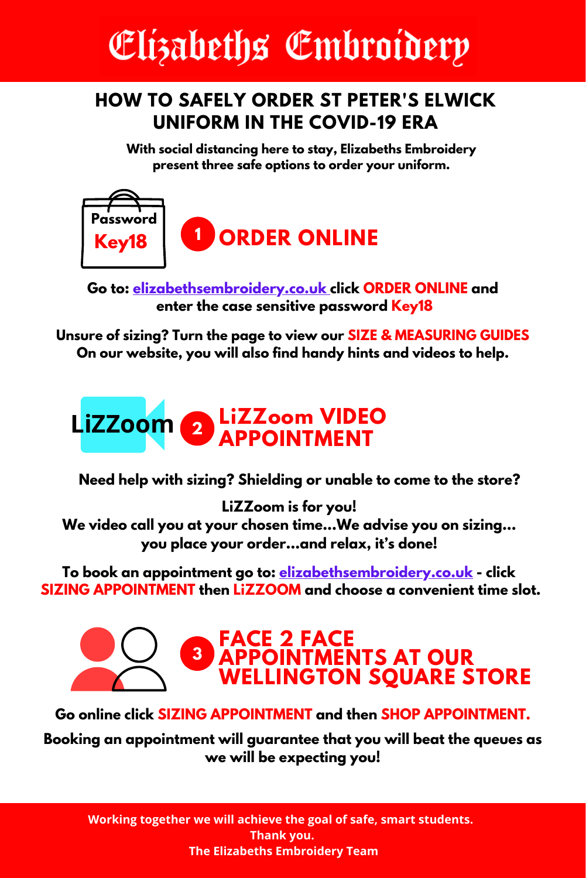# Elizabeths Embroidery

## HOW TO SAFELY ORDER ST PETER'S ELWICK UNIFORM IN THE COVID-19 ERA

**With social distancing here to stay, Elizabeths Embroidery present three safe options to order your uniform.**

Password **Key18**

### 1 ORDER ONLINE

**Go to: elizabethsembroidery.co.uk click ORDER ONLINE and enter the case sensitive password Key18**

**Unsure of sizing? Turn the page to view our SIZE & MEASURING GUIDES On our website, you will also find handy hints and videos to help.**

LiZZoom

### 2 LiZZoom VIDEO APPOINTMENT

**Need help with sizing? Shielding or unable to come to the store?**

**LiZZoom is for you!**
**We video call you at your chosen time...We advise you on sizing... you place your order...and relax, it's done!**

**To book an appointment go to: elizabethsembroidery.co.uk - click SIZING APPOINTMENT then LiZZOOM and choose a convenient time slot.**

### 3 FACE 2 FACE APPOINTMENTS AT OUR WELLINGTON SQUARE STORE

**Go online click SIZING APPOINTMENT and then SHOP APPOINTMENT.**

**Booking an appointment will guarantee that you will beat the queues as we will be expecting you!**

**Working together we will achieve the goal of safe, smart students.**
**Thank you.**
**The Elizabeths Embroidery Team**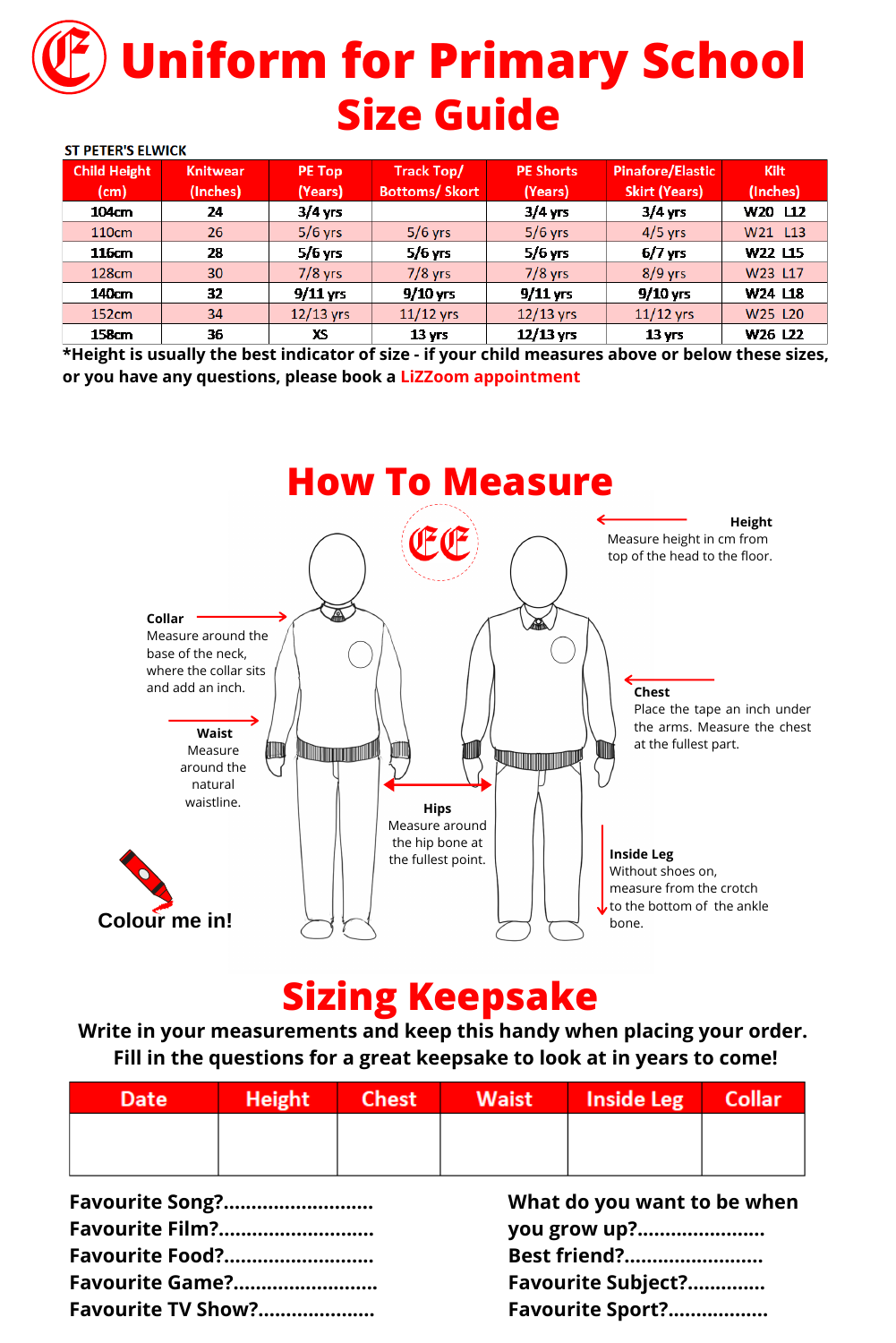# Uniform for Primary School

## Size Guide

ST PETER'S ELWICK

| Child Height (cm) | Knitwear (Inches) | PE Top (Years) | Track Top/ Bottoms/ Skort | PE Shorts (Years) | Pinafore/Elastic Skirt (Years) | Kilt (Inches) |
|---|---|---|---|---|---|---|
| 104cm | 24 | 3/4 yrs | | 3/4 yrs | 3/4 yrs | W20 L12 |
| 110cm | 26 | 5/6 yrs | 5/6 yrs | 5/6 yrs | 4/5 yrs | W21 L13 |
| 116cm | 28 | 5/6 yrs | 5/6 yrs | 5/6 yrs | 6/7 yrs | W22 L15 |
| 128cm | 30 | 7/8 yrs | 7/8 yrs | 7/8 yrs | 8/9 yrs | W23 L17 |
| 140cm | 32 | 9/11 yrs | 9/10 yrs | 9/11 yrs | 9/10 yrs | W24 L18 |
| 152cm | 34 | 12/13 yrs | 11/12 yrs | 12/13 yrs | 11/12 yrs | W25 L20 |
| 158cm | 36 | XS | 13 yrs | 12/13 yrs | 13 yrs | W26 L22 |

**\*Height is usually the best indicator of size - if your child measures above or below these sizes, or you have any questions, please book a LiZZoom appointment**

## How To Measure

**Height**
Measure height in cm from top of the head to the floor.

**Collar**
Measure around the base of the neck, where the collar sits and add an inch.

**Chest**
Place the tape an inch under the arms. Measure the chest at the fullest part.

**Waist**
Measure around the natural waistline.

**Hips**
Measure around the hip bone at the fullest point.

**Inside Leg**
Without shoes on, measure from the crotch to the bottom of the ankle bone.

Colour me in!

## Sizing Keepsake

**Write in your measurements and keep this handy when placing your order. Fill in the questions for a great keepsake to look at in years to come!**

| Date | Height | Chest | Waist | Inside Leg | Collar |
|---|---|---|---|---|---|
| | | | | | |

**Favourite Song?..........................**
**Favourite Film?..........................**
**Favourite Food?..........................**
**Favourite Game?..........................**
**Favourite TV Show?.....................**

**What do you want to be when you grow up?.......................**
**Best friend?.........................**
**Favourite Subject?..............**
**Favourite Sport?..................**